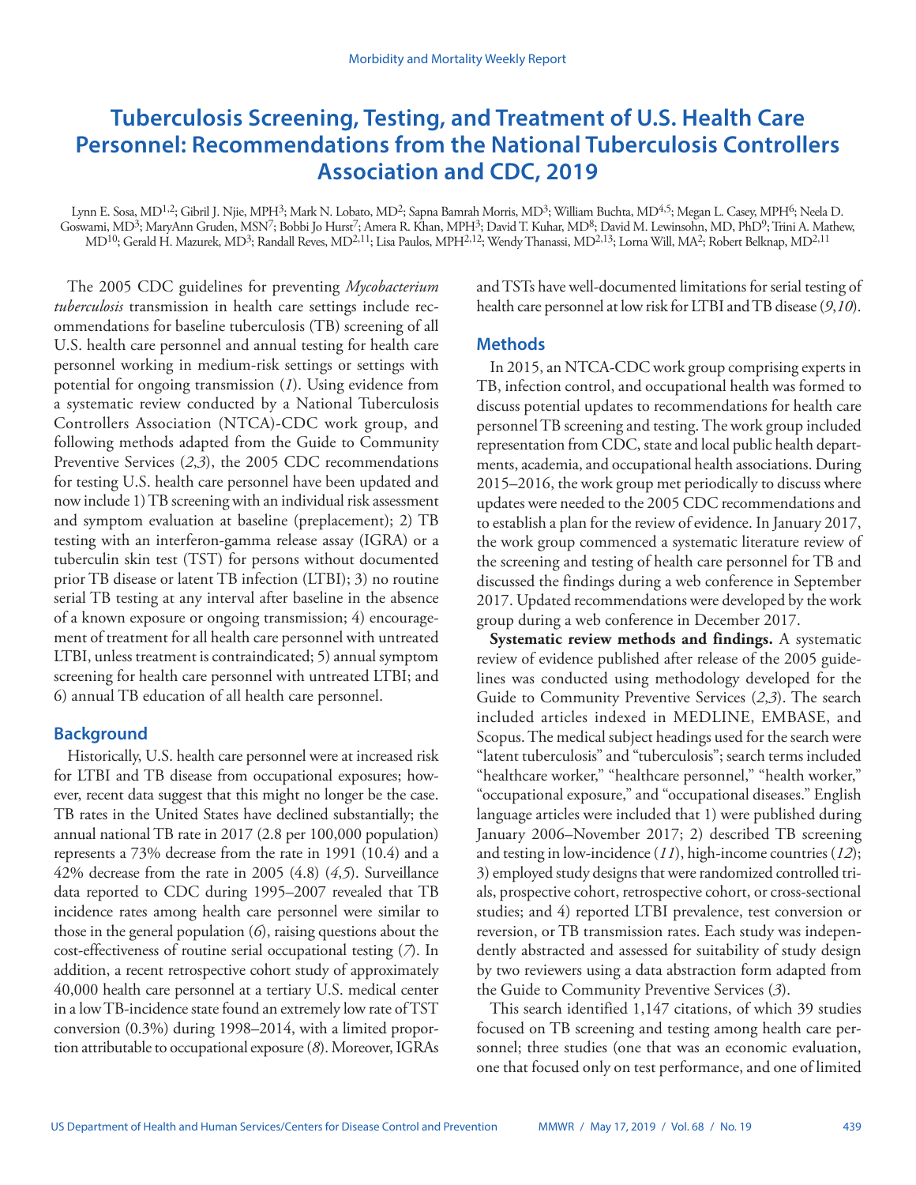# Tuberculosis Screening, Testing, and Treatment of U.S. Health Care Personnel: Recommendations from the National Tuberculosis Controllers Association and CDC, 2019

Lynn E. Sosa, MD[1,2]; Gibril J. Njie, MPH[3]; Mark N. Lobato, MD[2]; Sapna Bamrah Morris, MD[3]; William Buchta, MD[4,5]; Megan L. Casey, MPH[6]; Neela D. Goswami, MD[3]; MaryAnn Gruden, MSN[7]; Bobbi Jo Hurst[7]; Amera R. Khan, MPH[3]; David T. Kuhar, MD[8]; David M. Lewinsohn, MD, PhD[9]; Trini A. Mathew, MD[10]; Gerald H. Mazurek, MD[3]; Randall Reves, MD[2,11]; Lisa Paulos, MPH[2,12]; Wendy Thanassi, MD[2,13]; Lorna Will, MA[2]; Robert Belknap, MD[2,11]

The 2005 CDC guidelines for preventing *Mycobacterium tuberculosis* transmission in health care settings include recommendations for baseline tuberculosis (TB) screening of all U.S. health care personnel and annual testing for health care personnel working in medium-risk settings or settings with potential for ongoing transmission (*1*). Using evidence from a systematic review conducted by a National Tuberculosis Controllers Association (NTCA)-CDC work group, and following methods adapted from the Guide to Community Preventive Services (*2*,*3*), the 2005 CDC recommendations for testing U.S. health care personnel have been updated and now include 1) TB screening with an individual risk assessment and symptom evaluation at baseline (preplacement); 2) TB testing with an interferon-gamma release assay (IGRA) or a tuberculin skin test (TST) for persons without documented prior TB disease or latent TB infection (LTBI); 3) no routine serial TB testing at any interval after baseline in the absence of a known exposure or ongoing transmission; 4) encouragement of treatment for all health care personnel with untreated LTBI, unless treatment is contraindicated; 5) annual symptom screening for health care personnel with untreated LTBI; and 6) annual TB education of all health care personnel.

## Background

Historically, U.S. health care personnel were at increased risk for LTBI and TB disease from occupational exposures; however, recent data suggest that this might no longer be the case. TB rates in the United States have declined substantially; the annual national TB rate in 2017 (2.8 per 100,000 population) represents a 73% decrease from the rate in 1991 (10.4) and a 42% decrease from the rate in 2005 (4.8) (*4*,*5*). Surveillance data reported to CDC during 1995–2007 revealed that TB incidence rates among health care personnel were similar to those in the general population (*6*), raising questions about the cost-effectiveness of routine serial occupational testing (*7*). In addition, a recent retrospective cohort study of approximately 40,000 health care personnel at a tertiary U.S. medical center in a low TB-incidence state found an extremely low rate of TST conversion (0.3%) during 1998–2014, with a limited proportion attributable to occupational exposure (*8*). Moreover, IGRAs and TSTs have well-documented limitations for serial testing of health care personnel at low risk for LTBI and TB disease (*9*,*10*).

## Methods

In 2015, an NTCA-CDC work group comprising experts in TB, infection control, and occupational health was formed to discuss potential updates to recommendations for health care personnel TB screening and testing. The work group included representation from CDC, state and local public health departments, academia, and occupational health associations. During 2015–2016, the work group met periodically to discuss where updates were needed to the 2005 CDC recommendations and to establish a plan for the review of evidence. In January 2017, the work group commenced a systematic literature review of the screening and testing of health care personnel for TB and discussed the findings during a web conference in September 2017. Updated recommendations were developed by the work group during a web conference in December 2017.

**Systematic review methods and findings.** A systematic review of evidence published after release of the 2005 guidelines was conducted using methodology developed for the Guide to Community Preventive Services (*2*,*3*). The search included articles indexed in MEDLINE, EMBASE, and Scopus. The medical subject headings used for the search were "latent tuberculosis" and "tuberculosis"; search terms included "healthcare worker," "healthcare personnel," "health worker," "occupational exposure," and "occupational diseases." English language articles were included that 1) were published during January 2006–November 2017; 2) described TB screening and testing in low-incidence (*11*), high-income countries (*12*); 3) employed study designs that were randomized controlled trials, prospective cohort, retrospective cohort, or cross-sectional studies; and 4) reported LTBI prevalence, test conversion or reversion, or TB transmission rates. Each study was independently abstracted and assessed for suitability of study design by two reviewers using a data abstraction form adapted from the Guide to Community Preventive Services (*3*).

This search identified 1,147 citations, of which 39 studies focused on TB screening and testing among health care personnel; three studies (one that was an economic evaluation, one that focused only on test performance, and one of limited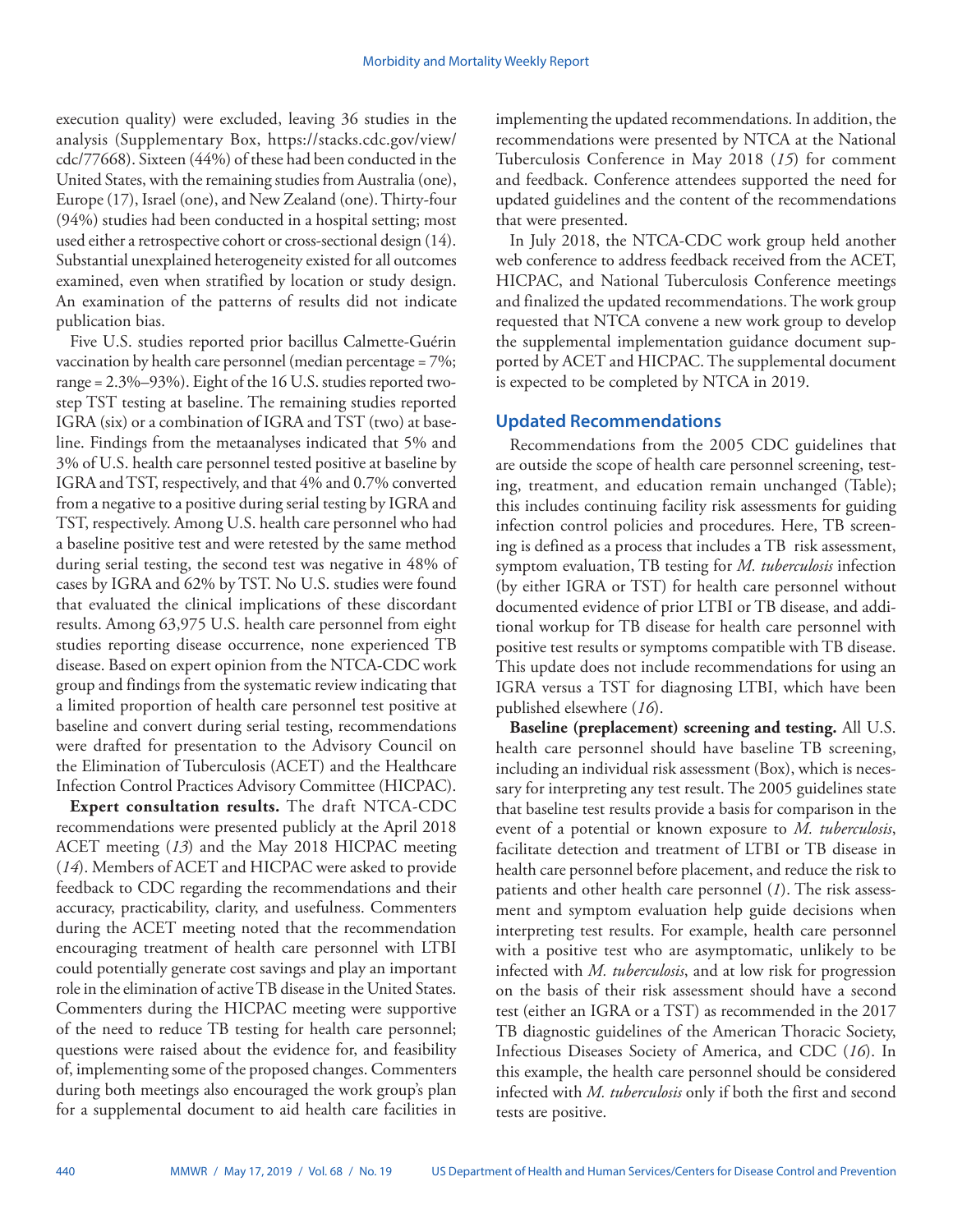execution quality) were excluded, leaving 36 studies in the analysis (Supplementary Box, https://stacks.cdc.gov/view/cdc/77668). Sixteen (44%) of these had been conducted in the United States, with the remaining studies from Australia (one), Europe (17), Israel (one), and New Zealand (one). Thirty-four (94%) studies had been conducted in a hospital setting; most used either a retrospective cohort or cross-sectional design (14). Substantial unexplained heterogeneity existed for all outcomes examined, even when stratified by location or study design. An examination of the patterns of results did not indicate publication bias.

Five U.S. studies reported prior bacillus Calmette-Guérin vaccination by health care personnel (median percentage = 7%; range = 2.3%–93%). Eight of the 16 U.S. studies reported two-step TST testing at baseline. The remaining studies reported IGRA (six) or a combination of IGRA and TST (two) at baseline. Findings from the metaanalyses indicated that 5% and 3% of U.S. health care personnel tested positive at baseline by IGRA and TST, respectively, and that 4% and 0.7% converted from a negative to a positive during serial testing by IGRA and TST, respectively. Among U.S. health care personnel who had a baseline positive test and were retested by the same method during serial testing, the second test was negative in 48% of cases by IGRA and 62% by TST. No U.S. studies were found that evaluated the clinical implications of these discordant results. Among 63,975 U.S. health care personnel from eight studies reporting disease occurrence, none experienced TB disease. Based on expert opinion from the NTCA-CDC work group and findings from the systematic review indicating that a limited proportion of health care personnel test positive at baseline and convert during serial testing, recommendations were drafted for presentation to the Advisory Council on the Elimination of Tuberculosis (ACET) and the Healthcare Infection Control Practices Advisory Committee (HICPAC).

**Expert consultation results.** The draft NTCA-CDC recommendations were presented publicly at the April 2018 ACET meeting (*13*) and the May 2018 HICPAC meeting (*14*). Members of ACET and HICPAC were asked to provide feedback to CDC regarding the recommendations and their accuracy, practicability, clarity, and usefulness. Commenters during the ACET meeting noted that the recommendation encouraging treatment of health care personnel with LTBI could potentially generate cost savings and play an important role in the elimination of active TB disease in the United States. Commenters during the HICPAC meeting were supportive of the need to reduce TB testing for health care personnel; questions were raised about the evidence for, and feasibility of, implementing some of the proposed changes. Commenters during both meetings also encouraged the work group's plan for a supplemental document to aid health care facilities in implementing the updated recommendations. In addition, the recommendations were presented by NTCA at the National Tuberculosis Conference in May 2018 (*15*) for comment and feedback. Conference attendees supported the need for updated guidelines and the content of the recommendations that were presented.

In July 2018, the NTCA-CDC work group held another web conference to address feedback received from the ACET, HICPAC, and National Tuberculosis Conference meetings and finalized the updated recommendations. The work group requested that NTCA convene a new work group to develop the supplemental implementation guidance document supported by ACET and HICPAC. The supplemental document is expected to be completed by NTCA in 2019.

## Updated Recommendations

Recommendations from the 2005 CDC guidelines that are outside the scope of health care personnel screening, testing, treatment, and education remain unchanged (Table); this includes continuing facility risk assessments for guiding infection control policies and procedures. Here, TB screening is defined as a process that includes a TB risk assessment, symptom evaluation, TB testing for *M. tuberculosis* infection (by either IGRA or TST) for health care personnel without documented evidence of prior LTBI or TB disease, and additional workup for TB disease for health care personnel with positive test results or symptoms compatible with TB disease. This update does not include recommendations for using an IGRA versus a TST for diagnosing LTBI, which have been published elsewhere (*16*).

**Baseline (preplacement) screening and testing.** All U.S. health care personnel should have baseline TB screening, including an individual risk assessment (Box), which is necessary for interpreting any test result. The 2005 guidelines state that baseline test results provide a basis for comparison in the event of a potential or known exposure to *M. tuberculosis*, facilitate detection and treatment of LTBI or TB disease in health care personnel before placement, and reduce the risk to patients and other health care personnel (*1*). The risk assessment and symptom evaluation help guide decisions when interpreting test results. For example, health care personnel with a positive test who are asymptomatic, unlikely to be infected with *M. tuberculosis*, and at low risk for progression on the basis of their risk assessment should have a second test (either an IGRA or a TST) as recommended in the 2017 TB diagnostic guidelines of the American Thoracic Society, Infectious Diseases Society of America, and CDC (*16*). In this example, the health care personnel should be considered infected with *M. tuberculosis* only if both the first and second tests are positive.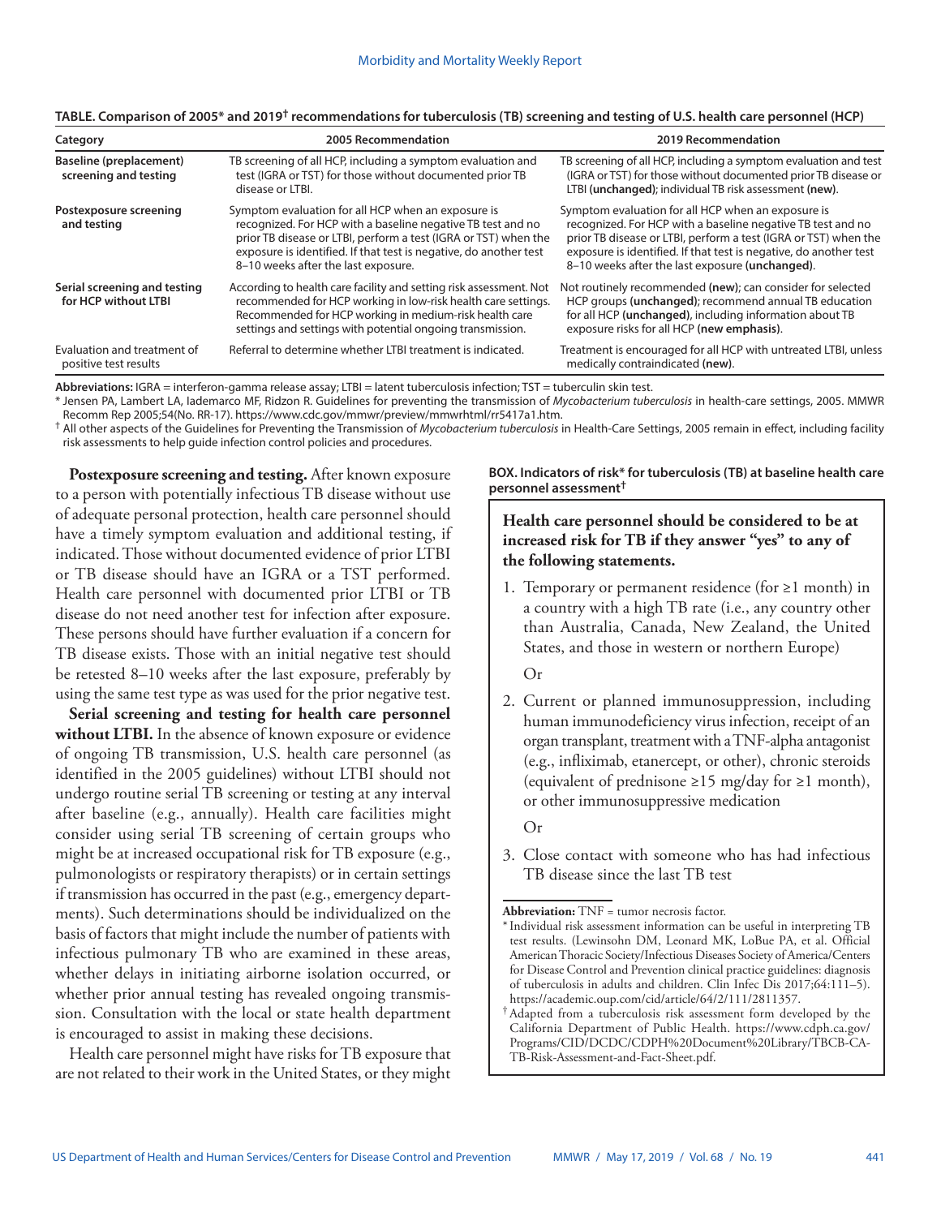**TABLE. Comparison of 2005* and 2019† recommendations for tuberculosis (TB) screening and testing of U.S. health care personnel (HCP)**

| Category | 2005 Recommendation | 2019 Recommendation |
|---|---|---|
| **Baseline (preplacement) screening and testing** | TB screening of all HCP, including a symptom evaluation and test (IGRA or TST) for those without documented prior TB disease or LTBI. | TB screening of all HCP, including a symptom evaluation and test (IGRA or TST) for those without documented prior TB disease or LTBI **(unchanged)**; individual TB risk assessment **(new)**. |
| **Postexposure screening and testing** | Symptom evaluation for all HCP when an exposure is recognized. For HCP with a baseline negative TB test and no prior TB disease or LTBI, perform a test (IGRA or TST) when the exposure is identified. If that test is negative, do another test 8–10 weeks after the last exposure. | Symptom evaluation for all HCP when an exposure is recognized. For HCP with a baseline negative TB test and no prior TB disease or LTBI, perform a test (IGRA or TST) when the exposure is identified. If that test is negative, do another test 8–10 weeks after the last exposure **(unchanged)**. |
| **Serial screening and testing for HCP without LTBI** | According to health care facility and setting risk assessment. Not recommended for HCP working in low-risk health care settings. Recommended for HCP working in medium-risk health care settings and settings with potential ongoing transmission. | Not routinely recommended **(new)**; can consider for selected HCP groups **(unchanged)**; recommend annual TB education for all HCP **(unchanged)**, including information about TB exposure risks for all HCP **(new emphasis)**. |
| Evaluation and treatment of positive test results | Referral to determine whether LTBI treatment is indicated. | Treatment is encouraged for all HCP with untreated LTBI, unless medically contraindicated **(new)**. |

**Abbreviations:** IGRA = interferon-gamma release assay; LTBI = latent tuberculosis infection; TST = tuberculin skin test.
\* Jensen PA, Lambert LA, Iademarco MF, Ridzon R. Guidelines for preventing the transmission of *Mycobacterium tuberculosis* in health-care settings, 2005. MMWR Recomm Rep 2005;54(No. RR-17). https://www.cdc.gov/mmwr/preview/mmwrhtml/rr5417a1.htm.
† All other aspects of the Guidelines for Preventing the Transmission of *Mycobacterium tuberculosis* in Health-Care Settings, 2005 remain in effect, including facility risk assessments to help guide infection control policies and procedures.

**Postexposure screening and testing.** After known exposure to a person with potentially infectious TB disease without use of adequate personal protection, health care personnel should have a timely symptom evaluation and additional testing, if indicated. Those without documented evidence of prior LTBI or TB disease should have an IGRA or a TST performed. Health care personnel with documented prior LTBI or TB disease do not need another test for infection after exposure. These persons should have further evaluation if a concern for TB disease exists. Those with an initial negative test should be retested 8–10 weeks after the last exposure, preferably by using the same test type as was used for the prior negative test.

**Serial screening and testing for health care personnel without LTBI.** In the absence of known exposure or evidence of ongoing TB transmission, U.S. health care personnel (as identified in the 2005 guidelines) without LTBI should not undergo routine serial TB screening or testing at any interval after baseline (e.g., annually). Health care facilities might consider using serial TB screening of certain groups who might be at increased occupational risk for TB exposure (e.g., pulmonologists or respiratory therapists) or in certain settings if transmission has occurred in the past (e.g., emergency departments). Such determinations should be individualized on the basis of factors that might include the number of patients with infectious pulmonary TB who are examined in these areas, whether delays in initiating airborne isolation occurred, or whether prior annual testing has revealed ongoing transmission. Consultation with the local or state health department is encouraged to assist in making these decisions.

Health care personnel might have risks for TB exposure that are not related to their work in the United States, or they might

**BOX. Indicators of risk* for tuberculosis (TB) at baseline health care personnel assessment†**

**Health care personnel should be considered to be at increased risk for TB if they answer "yes" to any of the following statements.**

1. Temporary or permanent residence (for ≥1 month) in a country with a high TB rate (i.e., any country other than Australia, Canada, New Zealand, the United States, and those in western or northern Europe)

   Or

2. Current or planned immunosuppression, including human immunodeficiency virus infection, receipt of an organ transplant, treatment with a TNF-alpha antagonist (e.g., infliximab, etanercept, or other), chronic steroids (equivalent of prednisone ≥15 mg/day for ≥1 month), or other immunosuppressive medication

   Or

3. Close contact with someone who has had infectious TB disease since the last TB test

**Abbreviation:** TNF = tumor necrosis factor.
\* Individual risk assessment information can be useful in interpreting TB test results. (Lewinsohn DM, Leonard MK, LoBue PA, et al. Official American Thoracic Society/Infectious Diseases Society of America/Centers for Disease Control and Prevention clinical practice guidelines: diagnosis of tuberculosis in adults and children. Clin Infec Dis 2017;64:111–5). https://academic.oup.com/cid/article/64/2/111/2811357.
† Adapted from a tuberculosis risk assessment form developed by the California Department of Public Health. https://www.cdph.ca.gov/Programs/CID/DCDC/CDPH%20Document%20Library/TBCB-CA-TB-Risk-Assessment-and-Fact-Sheet.pdf.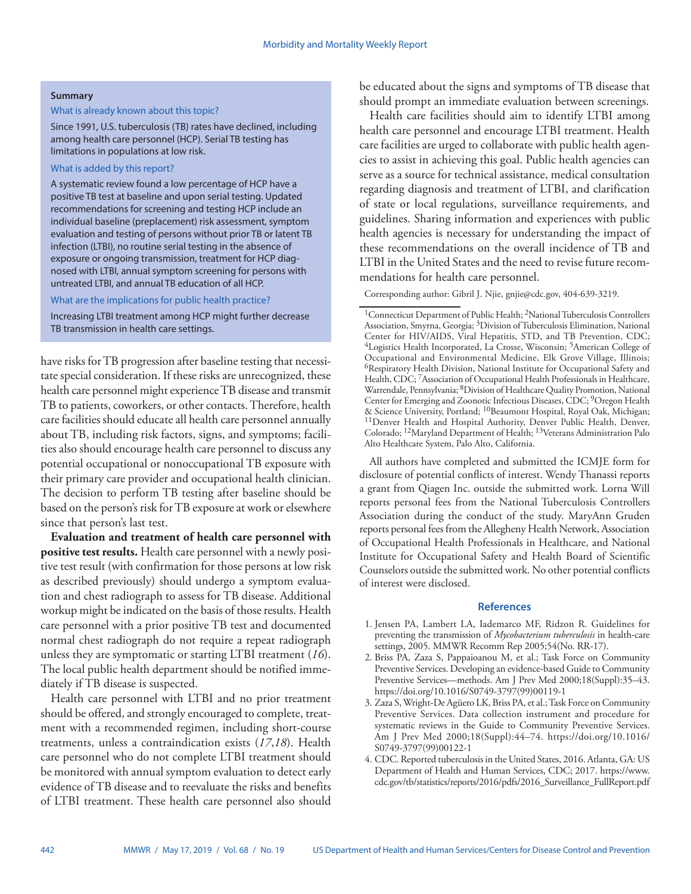**Summary**

What is already known about this topic?

Since 1991, U.S. tuberculosis (TB) rates have declined, including among health care personnel (HCP). Serial TB testing has limitations in populations at low risk.

What is added by this report?

A systematic review found a low percentage of HCP have a positive TB test at baseline and upon serial testing. Updated recommendations for screening and testing HCP include an individual baseline (preplacement) risk assessment, symptom evaluation and testing of persons without prior TB or latent TB infection (LTBI), no routine serial testing in the absence of exposure or ongoing transmission, treatment for HCP diagnosed with LTBI, annual symptom screening for persons with untreated LTBI, and annual TB education of all HCP.

What are the implications for public health practice?

Increasing LTBI treatment among HCP might further decrease TB transmission in health care settings.

have risks for TB progression after baseline testing that necessitate special consideration. If these risks are unrecognized, these health care personnel might experience TB disease and transmit TB to patients, coworkers, or other contacts. Therefore, health care facilities should educate all health care personnel annually about TB, including risk factors, signs, and symptoms; facilities also should encourage health care personnel to discuss any potential occupational or nonoccupational TB exposure with their primary care provider and occupational health clinician. The decision to perform TB testing after baseline should be based on the person's risk for TB exposure at work or elsewhere since that person's last test.

**Evaluation and treatment of health care personnel with positive test results.** Health care personnel with a newly positive test result (with confirmation for those persons at low risk as described previously) should undergo a symptom evaluation and chest radiograph to assess for TB disease. Additional workup might be indicated on the basis of those results. Health care personnel with a prior positive TB test and documented normal chest radiograph do not require a repeat radiograph unless they are symptomatic or starting LTBI treatment (*16*). The local public health department should be notified immediately if TB disease is suspected.

Health care personnel with LTBI and no prior treatment should be offered, and strongly encouraged to complete, treatment with a recommended regimen, including short-course treatments, unless a contraindication exists (*17*,*18*). Health care personnel who do not complete LTBI treatment should be monitored with annual symptom evaluation to detect early evidence of TB disease and to reevaluate the risks and benefits of LTBI treatment. These health care personnel also should be educated about the signs and symptoms of TB disease that should prompt an immediate evaluation between screenings.

Health care facilities should aim to identify LTBI among health care personnel and encourage LTBI treatment. Health care facilities are urged to collaborate with public health agencies to assist in achieving this goal. Public health agencies can serve as a source for technical assistance, medical consultation regarding diagnosis and treatment of LTBI, and clarification of state or local regulations, surveillance requirements, and guidelines. Sharing information and experiences with public health agencies is necessary for understanding the impact of these recommendations on the overall incidence of TB and LTBI in the United States and the need to revise future recommendations for health care personnel.

Corresponding author: Gibril J. Njie, gnjie@cdc.gov, 404-639-3219.

---

[1]Connecticut Department of Public Health; [2]National Tuberculosis Controllers Association, Smyrna, Georgia; [3]Division of Tuberculosis Elimination, National Center for HIV/AIDS, Viral Hepatitis, STD, and TB Prevention, CDC; [4]Logistics Health Incorporated, La Crosse, Wisconsin; [5]American College of Occupational and Environmental Medicine, Elk Grove Village, Illinois; [6]Respiratory Health Division, National Institute for Occupational Safety and Health, CDC; [7]Association of Occupational Health Professionals in Healthcare, Warrendale, Pennsylvania; [8]Division of Healthcare Quality Promotion, National Center for Emerging and Zoonotic Infectious Diseases, CDC; [9]Oregon Health & Science University, Portland; [10]Beaumont Hospital, Royal Oak, Michigan; [11]Denver Health and Hospital Authority, Denver Public Health, Denver, Colorado; [12]Maryland Department of Health; [13]Veterans Administration Palo Alto Healthcare System, Palo Alto, California.

All authors have completed and submitted the ICMJE form for disclosure of potential conflicts of interest. Wendy Thanassi reports a grant from Qiagen Inc. outside the submitted work. Lorna Will reports personal fees from the National Tuberculosis Controllers Association during the conduct of the study. MaryAnn Gruden reports personal fees from the Allegheny Health Network, Association of Occupational Health Professionals in Healthcare, and National Institute for Occupational Safety and Health Board of Scientific Counselors outside the submitted work. No other potential conflicts of interest were disclosed.

## References

1. Jensen PA, Lambert LA, Iademarco MF, Ridzon R. Guidelines for preventing the transmission of *Mycobacterium tuberculosis* in health-care settings, 2005. MMWR Recomm Rep 2005;54(No. RR-17).
2. Briss PA, Zaza S, Pappaioanou M, et al.; Task Force on Community Preventive Services. Developing an evidence-based Guide to Community Preventive Services—methods. Am J Prev Med 2000;18(Suppl):35–43. https://doi.org/10.1016/S0749-3797(99)00119-1
3. Zaza S, Wright-De Agüero LK, Briss PA, et al.; Task Force on Community Preventive Services. Data collection instrument and procedure for systematic reviews in the Guide to Community Preventive Services. Am J Prev Med 2000;18(Suppl):44–74. https://doi.org/10.1016/S0749-3797(99)00122-1
4. CDC. Reported tuberculosis in the United States, 2016. Atlanta, GA: US Department of Health and Human Services, CDC; 2017. https://www.cdc.gov/tb/statistics/reports/2016/pdfs/2016_Surveillance_FullReport.pdf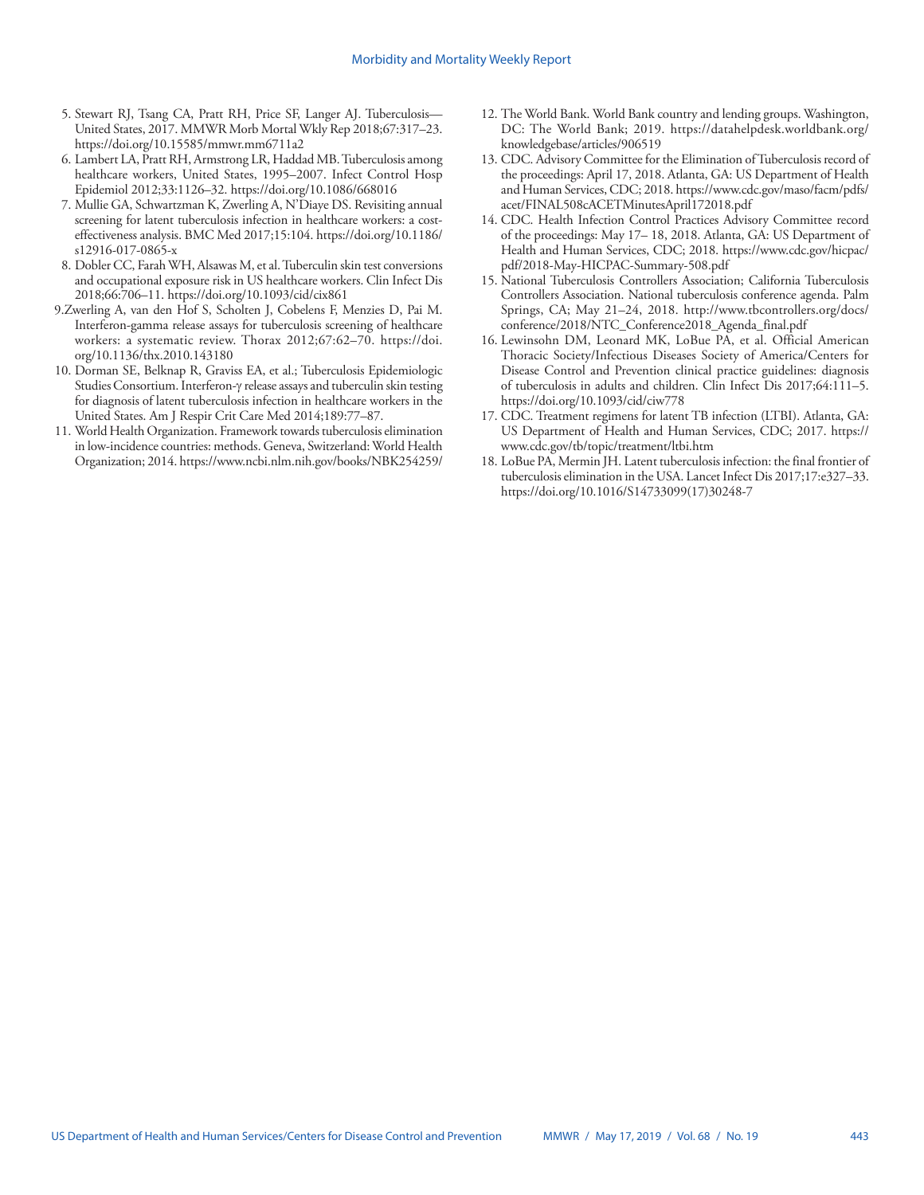5. Stewart RJ, Tsang CA, Pratt RH, Price SF, Langer AJ. Tuberculosis—United States, 2017. MMWR Morb Mortal Wkly Rep 2018;67:317–23. https://doi.org/10.15585/mmwr.mm6711a2
6. Lambert LA, Pratt RH, Armstrong LR, Haddad MB. Tuberculosis among healthcare workers, United States, 1995–2007. Infect Control Hosp Epidemiol 2012;33:1126–32. https://doi.org/10.1086/668016
7. Mullie GA, Schwartzman K, Zwerling A, N'Diaye DS. Revisiting annual screening for latent tuberculosis infection in healthcare workers: a cost-effectiveness analysis. BMC Med 2017;15:104. https://doi.org/10.1186/s12916-017-0865-x
8. Dobler CC, Farah WH, Alsawas M, et al. Tuberculin skin test conversions and occupational exposure risk in US healthcare workers. Clin Infect Dis 2018;66:706–11. https://doi.org/10.1093/cid/cix861
9. Zwerling A, van den Hof S, Scholten J, Cobelens F, Menzies D, Pai M. Interferon-gamma release assays for tuberculosis screening of healthcare workers: a systematic review. Thorax 2012;67:62–70. https://doi.org/10.1136/thx.2010.143180
10. Dorman SE, Belknap R, Graviss EA, et al.; Tuberculosis Epidemiologic Studies Consortium. Interferon-γ release assays and tuberculin skin testing for diagnosis of latent tuberculosis infection in healthcare workers in the United States. Am J Respir Crit Care Med 2014;189:77–87.
11. World Health Organization. Framework towards tuberculosis elimination in low-incidence countries: methods. Geneva, Switzerland: World Health Organization; 2014. https://www.ncbi.nlm.nih.gov/books/NBK254259/
12. The World Bank. World Bank country and lending groups. Washington, DC: The World Bank; 2019. https://datahelpdesk.worldbank.org/knowledgebase/articles/906519
13. CDC. Advisory Committee for the Elimination of Tuberculosis record of the proceedings: April 17, 2018. Atlanta, GA: US Department of Health and Human Services, CDC; 2018. https://www.cdc.gov/maso/facm/pdfs/acet/FINAL508cACETMinutesApril172018.pdf
14. CDC. Health Infection Control Practices Advisory Committee record of the proceedings: May 17– 18, 2018. Atlanta, GA: US Department of Health and Human Services, CDC; 2018. https://www.cdc.gov/hicpac/pdf/2018-May-HICPAC-Summary-508.pdf
15. National Tuberculosis Controllers Association; California Tuberculosis Controllers Association. National tuberculosis conference agenda. Palm Springs, CA; May 21–24, 2018. http://www.tbcontrollers.org/docs/conference/2018/NTC_Conference2018_Agenda_final.pdf
16. Lewinsohn DM, Leonard MK, LoBue PA, et al. Official American Thoracic Society/Infectious Diseases Society of America/Centers for Disease Control and Prevention clinical practice guidelines: diagnosis of tuberculosis in adults and children. Clin Infect Dis 2017;64:111–5. https://doi.org/10.1093/cid/ciw778
17. CDC. Treatment regimens for latent TB infection (LTBI). Atlanta, GA: US Department of Health and Human Services, CDC; 2017. https://www.cdc.gov/tb/topic/treatment/ltbi.htm
18. LoBue PA, Mermin JH. Latent tuberculosis infection: the final frontier of tuberculosis elimination in the USA. Lancet Infect Dis 2017;17:e327–33. https://doi.org/10.1016/S14733099(17)30248-7